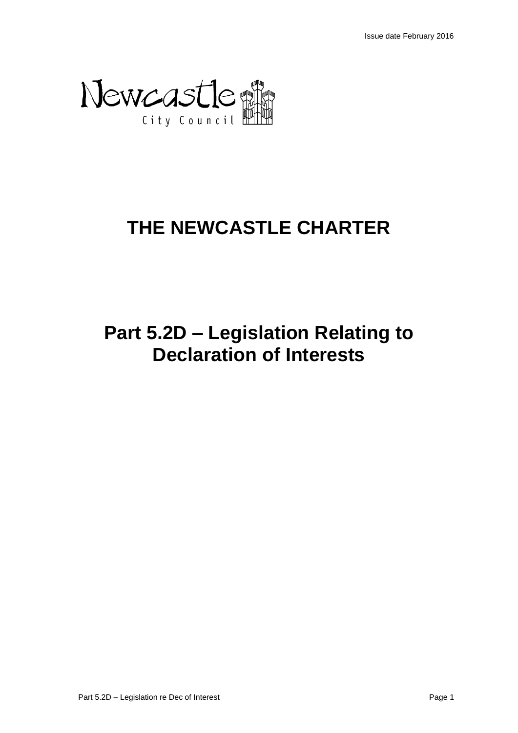Issue date February 2016

Newcastle City Council

# THE NEWCASTLE CHARTER

# Part 5.2D – Legislation Relating to Declaration of Interests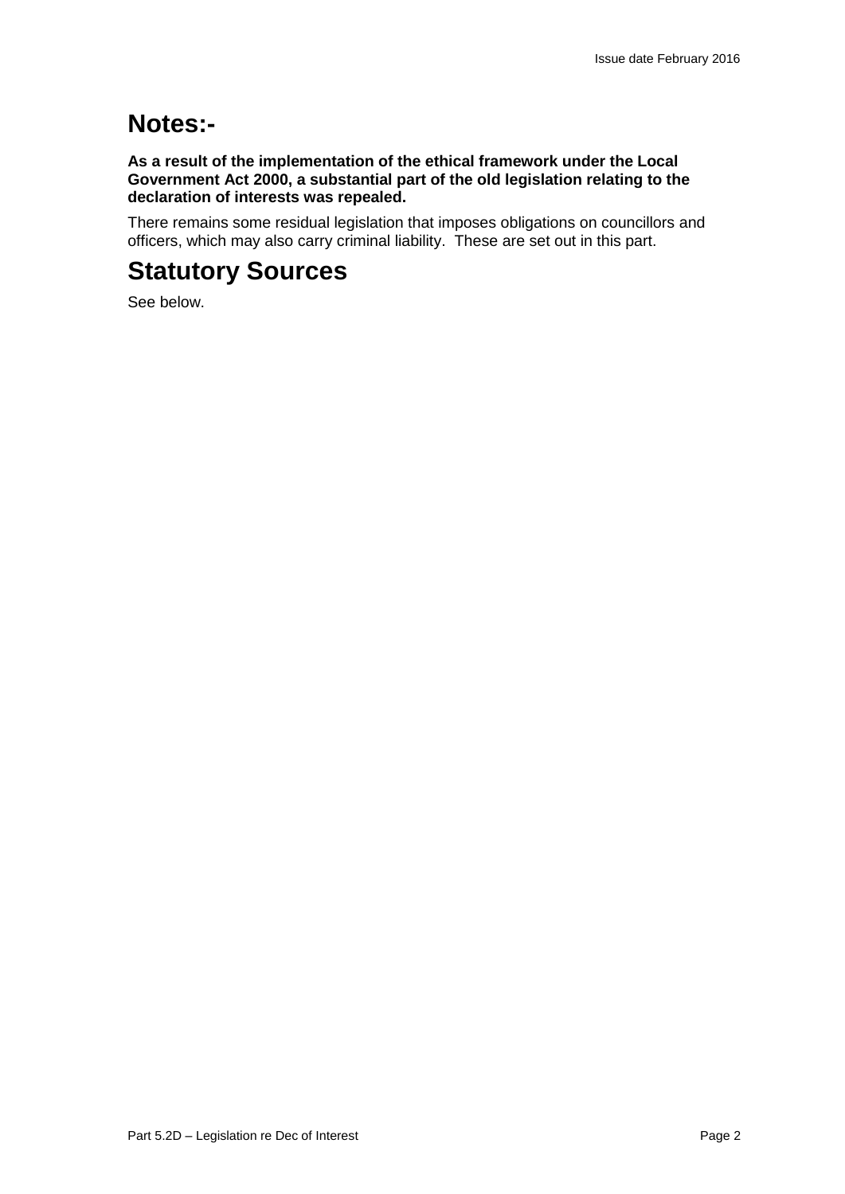# Notes:-

**As a result of the implementation of the ethical framework under the Local Government Act 2000, a substantial part of the old legislation relating to the declaration of interests was repealed.**

There remains some residual legislation that imposes obligations on councillors and officers, which may also carry criminal liability. These are set out in this part.

# Statutory Sources

See below.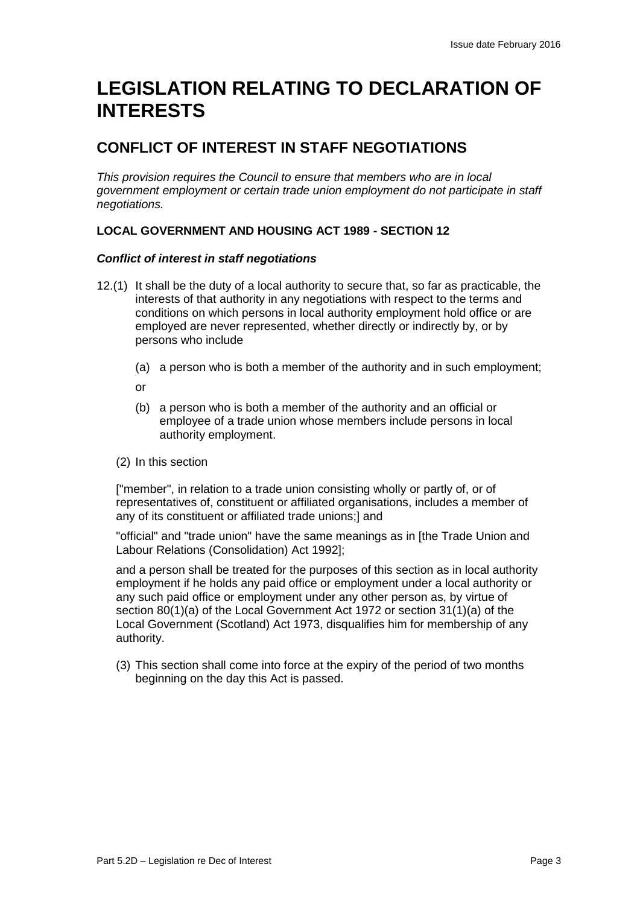# LEGISLATION RELATING TO DECLARATION OF INTERESTS

## CONFLICT OF INTEREST IN STAFF NEGOTIATIONS

*This provision requires the Council to ensure that members who are in local government employment or certain trade union employment do not participate in staff negotiations.*

**LOCAL GOVERNMENT AND HOUSING ACT 1989 - SECTION 12**

***Conflict of interest in staff negotiations***

12.(1) It shall be the duty of a local authority to secure that, so far as practicable, the interests of that authority in any negotiations with respect to the terms and conditions on which persons in local authority employment hold office or are employed are never represented, whether directly or indirectly by, or by persons who include

(a) a person who is both a member of the authority and in such employment;

or

(b) a person who is both a member of the authority and an official or employee of a trade union whose members include persons in local authority employment.

(2) In this section

["member", in relation to a trade union consisting wholly or partly of, or of representatives of, constituent or affiliated organisations, includes a member of any of its constituent or affiliated trade unions;] and

"official" and "trade union" have the same meanings as in [the Trade Union and Labour Relations (Consolidation) Act 1992];

and a person shall be treated for the purposes of this section as in local authority employment if he holds any paid office or employment under a local authority or any such paid office or employment under any other person as, by virtue of section 80(1)(a) of the Local Government Act 1972 or section 31(1)(a) of the Local Government (Scotland) Act 1973, disqualifies him for membership of any authority.

(3) This section shall come into force at the expiry of the period of two months beginning on the day this Act is passed.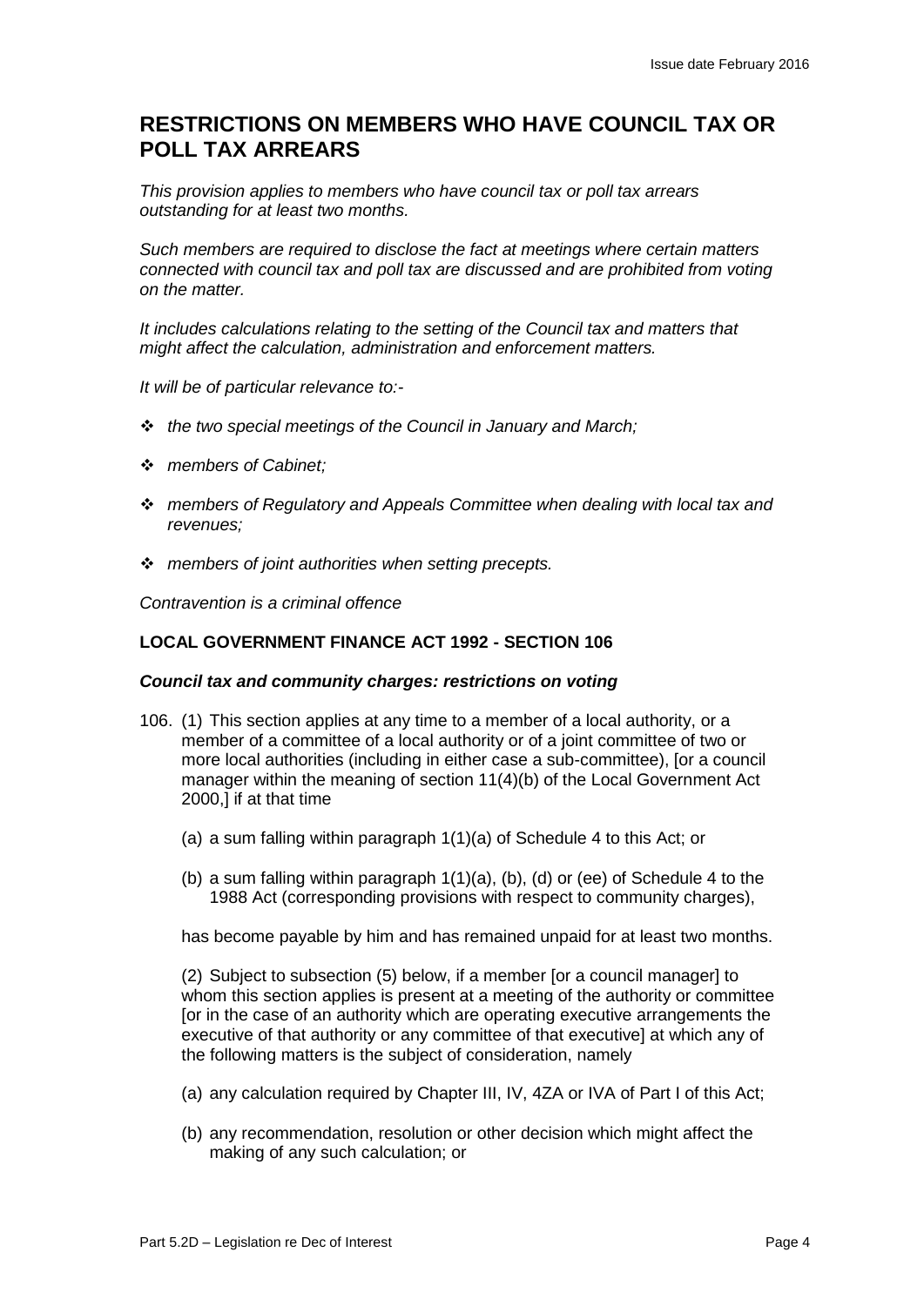## RESTRICTIONS ON MEMBERS WHO HAVE COUNCIL TAX OR POLL TAX ARREARS

*This provision applies to members who have council tax or poll tax arrears outstanding for at least two months.*

*Such members are required to disclose the fact at meetings where certain matters connected with council tax and poll tax are discussed and are prohibited from voting on the matter.*

*It includes calculations relating to the setting of the Council tax and matters that might affect the calculation, administration and enforcement matters.*

*It will be of particular relevance to:-*

- *the two special meetings of the Council in January and March;*
- *members of Cabinet;*
- *members of Regulatory and Appeals Committee when dealing with local tax and revenues;*
- *members of joint authorities when setting precepts.*

*Contravention is a criminal offence*

### LOCAL GOVERNMENT FINANCE ACT 1992 - SECTION 106

***Council tax and community charges: restrictions on voting***

106. (1) This section applies at any time to a member of a local authority, or a member of a committee of a local authority or of a joint committee of two or more local authorities (including in either case a sub-committee), [or a council manager within the meaning of section 11(4)(b) of the Local Government Act 2000,] if at that time

   (a) a sum falling within paragraph 1(1)(a) of Schedule 4 to this Act; or

   (b) a sum falling within paragraph 1(1)(a), (b), (d) or (ee) of Schedule 4 to the 1988 Act (corresponding provisions with respect to community charges),

   has become payable by him and has remained unpaid for at least two months.

   (2) Subject to subsection (5) below, if a member [or a council manager] to whom this section applies is present at a meeting of the authority or committee [or in the case of an authority which are operating executive arrangements the executive of that authority or any committee of that executive] at which any of the following matters is the subject of consideration, namely

   (a) any calculation required by Chapter III, IV, 4ZA or IVA of Part I of this Act;

   (b) any recommendation, resolution or other decision which might affect the making of any such calculation; or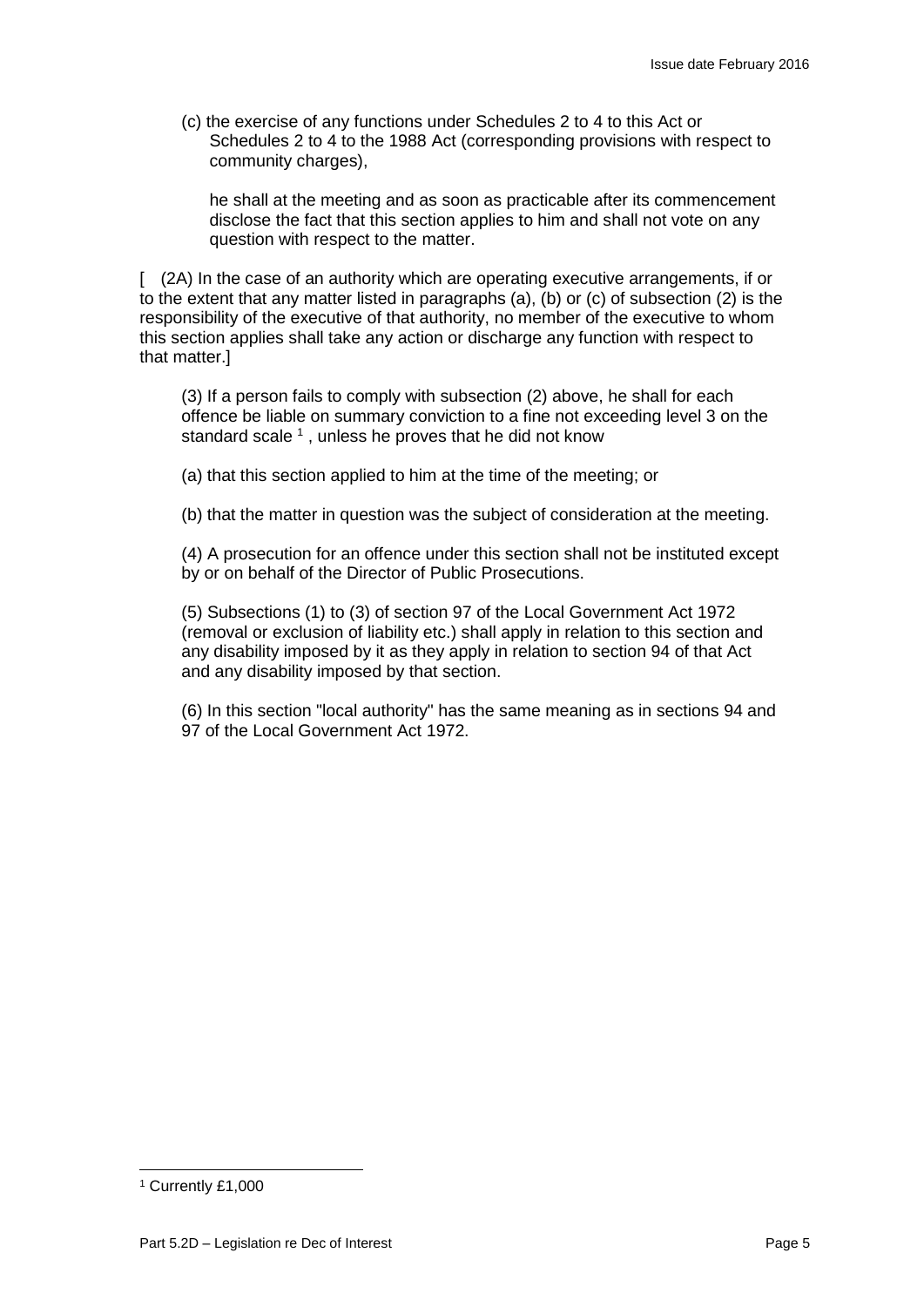(c) the exercise of any functions under Schedules 2 to 4 to this Act or Schedules 2 to 4 to the 1988 Act (corresponding provisions with respect to community charges),

he shall at the meeting and as soon as practicable after its commencement disclose the fact that this section applies to him and shall not vote on any question with respect to the matter.

[ (2A) In the case of an authority which are operating executive arrangements, if or to the extent that any matter listed in paragraphs (a), (b) or (c) of subsection (2) is the responsibility of the executive of that authority, no member of the executive to whom this section applies shall take any action or discharge any function with respect to that matter.]

(3) If a person fails to comply with subsection (2) above, he shall for each offence be liable on summary conviction to a fine not exceeding level 3 on the standard scale [1] , unless he proves that he did not know

(a) that this section applied to him at the time of the meeting; or

(b) that the matter in question was the subject of consideration at the meeting.

(4) A prosecution for an offence under this section shall not be instituted except by or on behalf of the Director of Public Prosecutions.

(5) Subsections (1) to (3) of section 97 of the Local Government Act 1972 (removal or exclusion of liability etc.) shall apply in relation to this section and any disability imposed by it as they apply in relation to section 94 of that Act and any disability imposed by that section.

(6) In this section "local authority" has the same meaning as in sections 94 and 97 of the Local Government Act 1972.

[1] Currently £1,000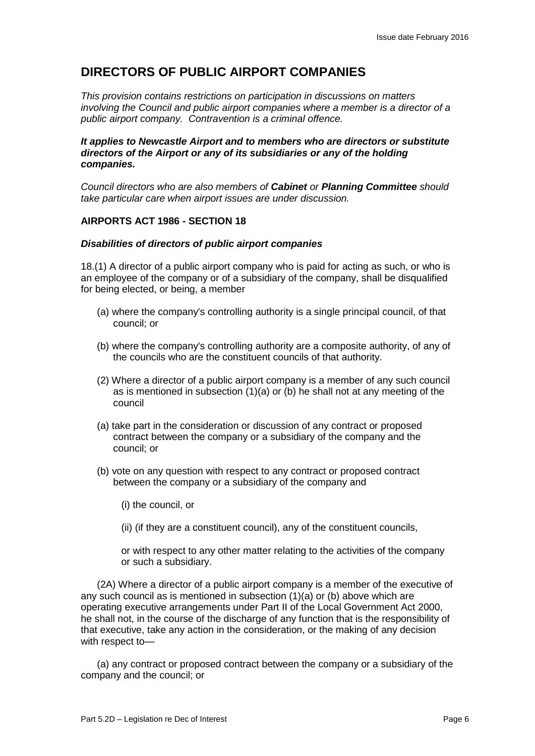# DIRECTORS OF PUBLIC AIRPORT COMPANIES

*This provision contains restrictions on participation in discussions on matters involving the Council and public airport companies where a member is a director of a public airport company. Contravention is a criminal offence.*

***It applies to Newcastle Airport and to members who are directors or substitute directors of the Airport or any of its subsidiaries or any of the holding companies.***

*Council directors who are also members of **Cabinet** or **Planning Committee** should take particular care when airport issues are under discussion.*

## AIRPORTS ACT 1986 - SECTION 18

***Disabilities of directors of public airport companies***

18.(1) A director of a public airport company who is paid for acting as such, or who is an employee of the company or of a subsidiary of the company, shall be disqualified for being elected, or being, a member

(a) where the company's controlling authority is a single principal council, of that council; or

(b) where the company's controlling authority are a composite authority, of any of the councils who are the constituent councils of that authority.

(2) Where a director of a public airport company is a member of any such council as is mentioned in subsection (1)(a) or (b) he shall not at any meeting of the council

(a) take part in the consideration or discussion of any contract or proposed contract between the company or a subsidiary of the company and the council; or

(b) vote on any question with respect to any contract or proposed contract between the company or a subsidiary of the company and

(i) the council, or

(ii) (if they are a constituent council), any of the constituent councils,

or with respect to any other matter relating to the activities of the company or such a subsidiary.

(2A) Where a director of a public airport company is a member of the executive of any such council as is mentioned in subsection (1)(a) or (b) above which are operating executive arrangements under Part II of the Local Government Act 2000, he shall not, in the course of the discharge of any function that is the responsibility of that executive, take any action in the consideration, or the making of any decision with respect to—

(a) any contract or proposed contract between the company or a subsidiary of the company and the council; or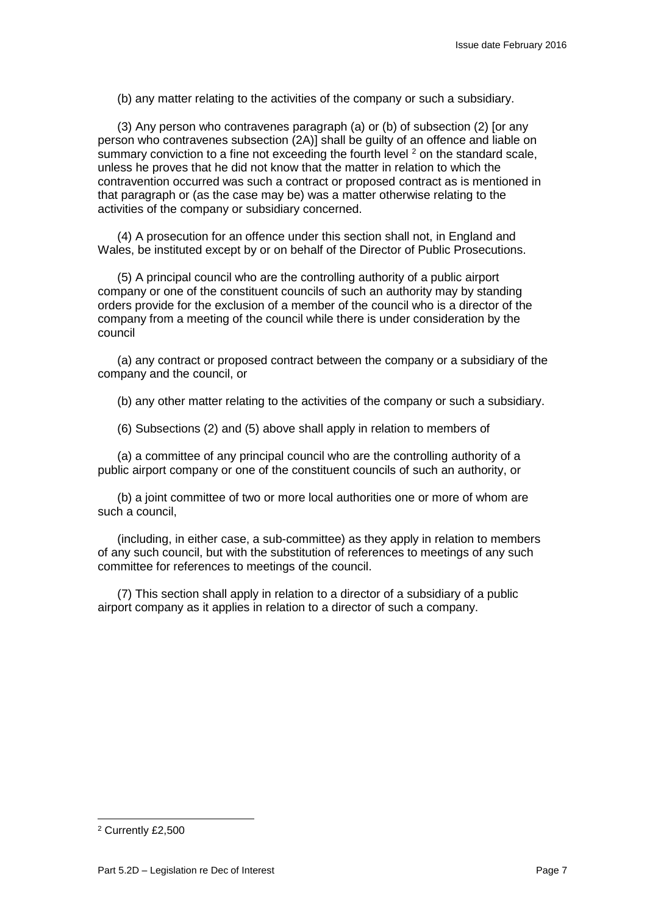(b) any matter relating to the activities of the company or such a subsidiary.

(3) Any person who contravenes paragraph (a) or (b) of subsection (2) [or any person who contravenes subsection (2A)] shall be guilty of an offence and liable on summary conviction to a fine not exceeding the fourth level [2] on the standard scale, unless he proves that he did not know that the matter in relation to which the contravention occurred was such a contract or proposed contract as is mentioned in that paragraph or (as the case may be) was a matter otherwise relating to the activities of the company or subsidiary concerned.

(4) A prosecution for an offence under this section shall not, in England and Wales, be instituted except by or on behalf of the Director of Public Prosecutions.

(5) A principal council who are the controlling authority of a public airport company or one of the constituent councils of such an authority may by standing orders provide for the exclusion of a member of the council who is a director of the company from a meeting of the council while there is under consideration by the council

(a) any contract or proposed contract between the company or a subsidiary of the company and the council, or

(b) any other matter relating to the activities of the company or such a subsidiary.

(6) Subsections (2) and (5) above shall apply in relation to members of

(a) a committee of any principal council who are the controlling authority of a public airport company or one of the constituent councils of such an authority, or

(b) a joint committee of two or more local authorities one or more of whom are such a council,

(including, in either case, a sub-committee) as they apply in relation to members of any such council, but with the substitution of references to meetings of any such committee for references to meetings of the council.

(7) This section shall apply in relation to a director of a subsidiary of a public airport company as it applies in relation to a director of such a company.

---

[2] Currently £2,500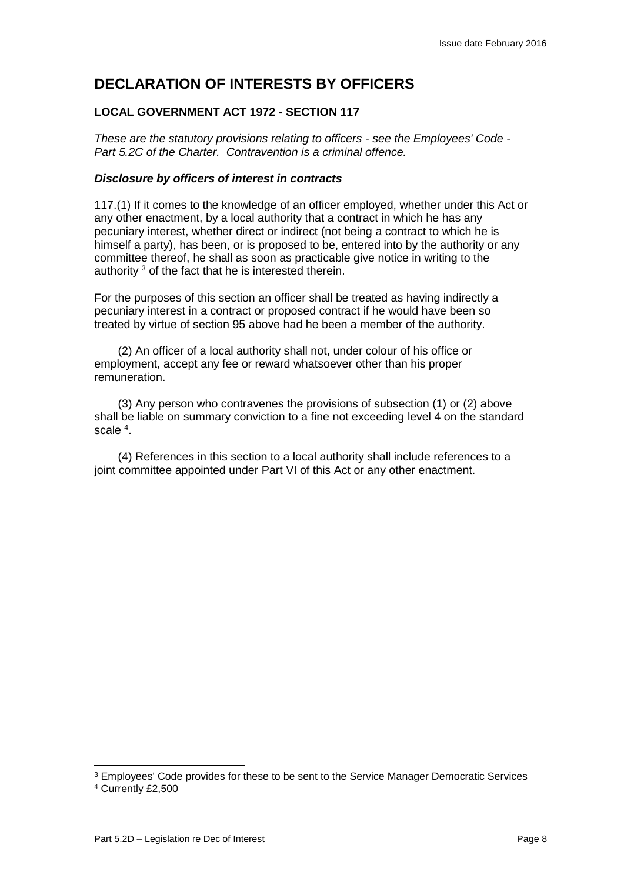# DECLARATION OF INTERESTS BY OFFICERS

## LOCAL GOVERNMENT ACT 1972 - SECTION 117

*These are the statutory provisions relating to officers - see the Employees' Code - Part 5.2C of the Charter. Contravention is a criminal offence.*

***Disclosure by officers of interest in contracts***

117.(1) If it comes to the knowledge of an officer employed, whether under this Act or any other enactment, by a local authority that a contract in which he has any pecuniary interest, whether direct or indirect (not being a contract to which he is himself a party), has been, or is proposed to be, entered into by the authority or any committee thereof, he shall as soon as practicable give notice in writing to the authority [3] of the fact that he is interested therein.

For the purposes of this section an officer shall be treated as having indirectly a pecuniary interest in a contract or proposed contract if he would have been so treated by virtue of section 95 above had he been a member of the authority.

(2) An officer of a local authority shall not, under colour of his office or employment, accept any fee or reward whatsoever other than his proper remuneration.

(3) Any person who contravenes the provisions of subsection (1) or (2) above shall be liable on summary conviction to a fine not exceeding level 4 on the standard scale [4].

(4) References in this section to a local authority shall include references to a joint committee appointed under Part VI of this Act or any other enactment.

---

[3] Employees' Code provides for these to be sent to the Service Manager Democratic Services

[4] Currently £2,500